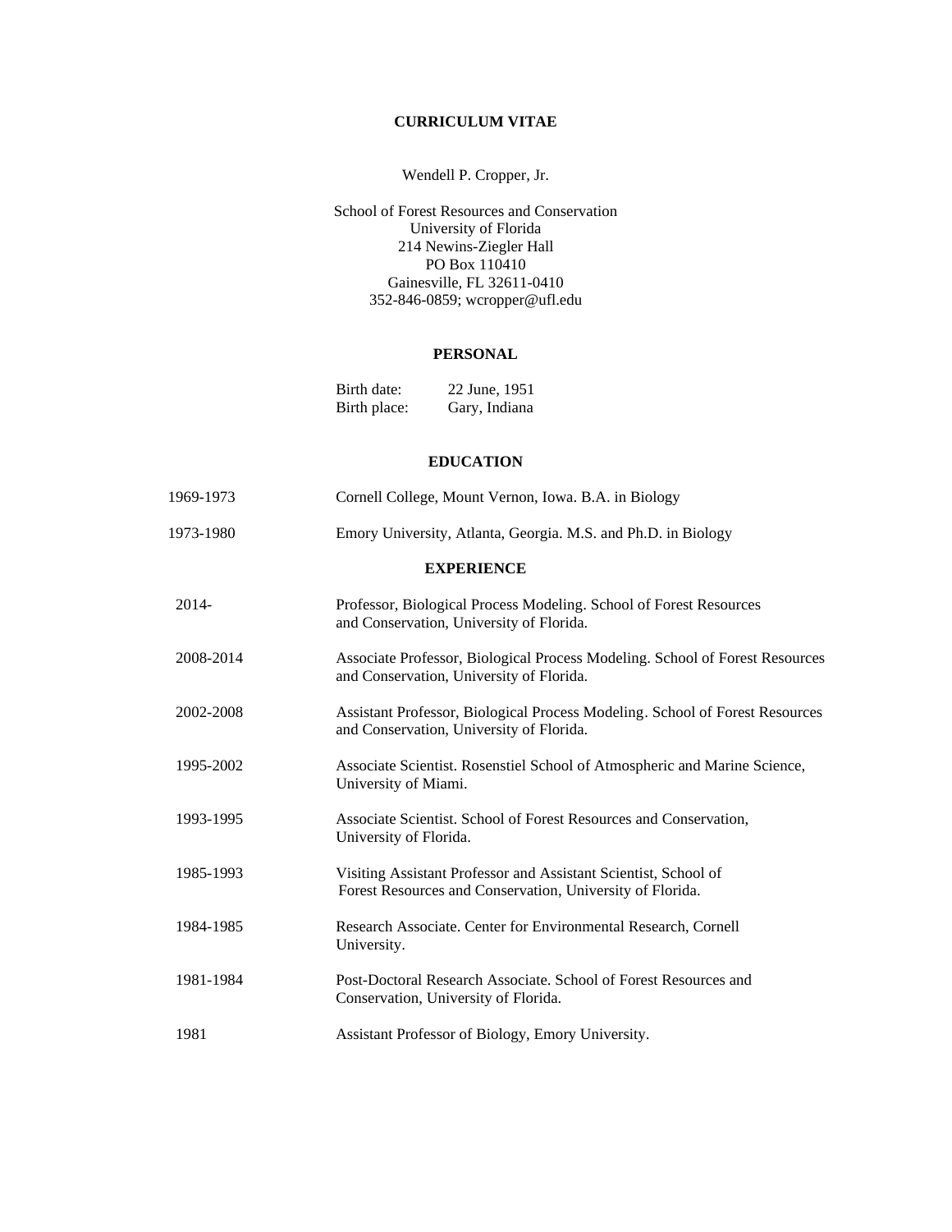# CURRICULUM VITAE

Wendell P. Cropper, Jr.

School of Forest Resources and Conservation
University of Florida
214 Newins-Ziegler Hall
PO Box 110410
Gainesville, FL 32611-0410
352-846-0859; wcropper@ufl.edu

## PERSONAL

Birth date: 22 June, 1951
Birth place: Gary, Indiana

## EDUCATION

1969-1973 Cornell College, Mount Vernon, Iowa. B.A. in Biology

1973-1980 Emory University, Atlanta, Georgia. M.S. and Ph.D. in Biology

## EXPERIENCE

2014- Professor, Biological Process Modeling. School of Forest Resources and Conservation, University of Florida.

2008-2014 Associate Professor, Biological Process Modeling. School of Forest Resources and Conservation, University of Florida.

2002-2008 Assistant Professor, Biological Process Modeling. School of Forest Resources and Conservation, University of Florida.

1995-2002 Associate Scientist. Rosenstiel School of Atmospheric and Marine Science, University of Miami.

1993-1995 Associate Scientist. School of Forest Resources and Conservation, University of Florida.

1985-1993 Visiting Assistant Professor and Assistant Scientist, School of Forest Resources and Conservation, University of Florida.

1984-1985 Research Associate. Center for Environmental Research, Cornell University.

1981-1984 Post-Doctoral Research Associate. School of Forest Resources and Conservation, University of Florida.

1981 Assistant Professor of Biology, Emory University.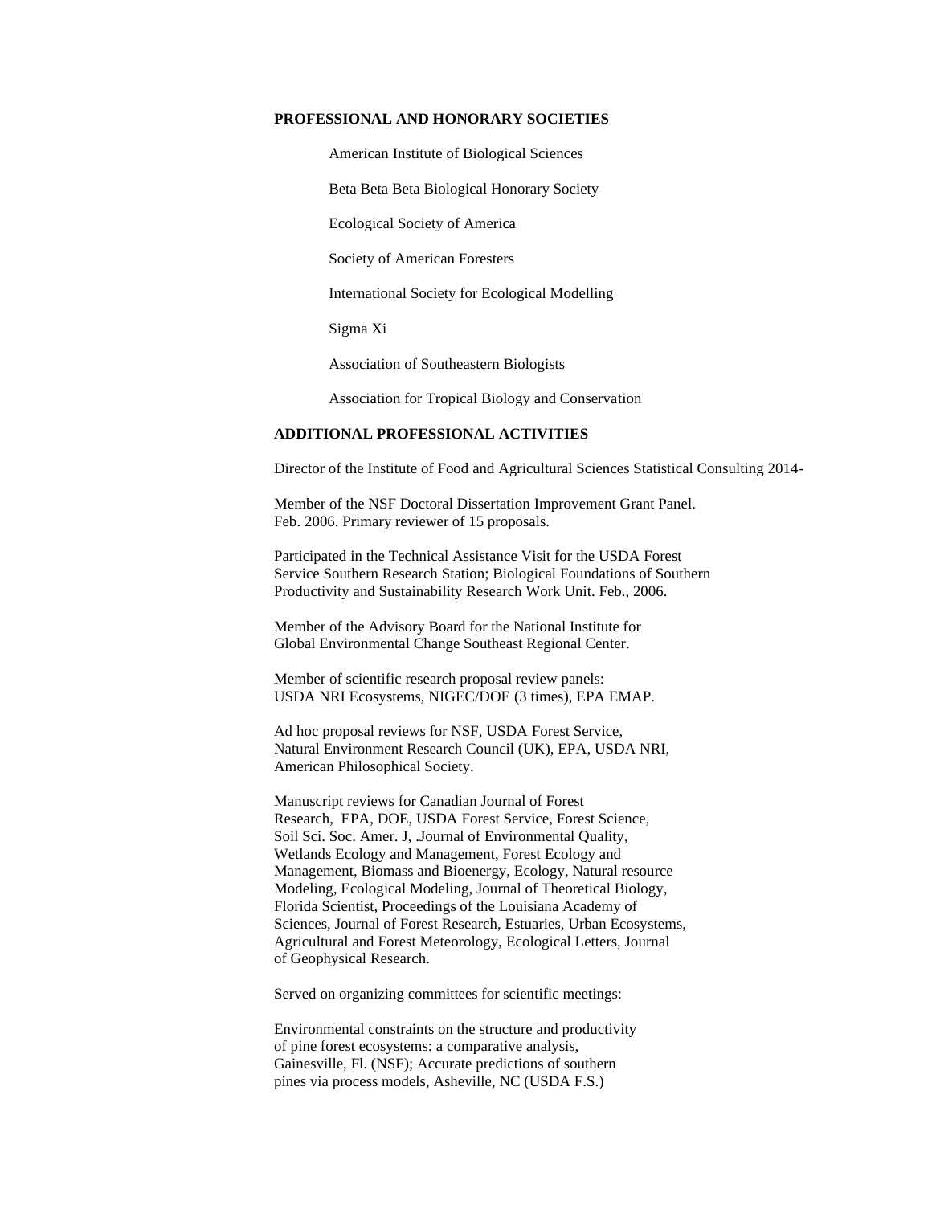## PROFESSIONAL AND HONORARY SOCIETIES

American Institute of Biological Sciences

Beta Beta Beta Biological Honorary Society

Ecological Society of America

Society of American Foresters

International Society for Ecological Modelling

Sigma Xi

Association of Southeastern Biologists

Association for Tropical Biology and Conservation

## ADDITIONAL PROFESSIONAL ACTIVITIES

Director of the Institute of Food and Agricultural Sciences Statistical Consulting 2014-

Member of the NSF Doctoral Dissertation Improvement Grant Panel. Feb. 2006. Primary reviewer of 15 proposals.

Participated in the Technical Assistance Visit for the USDA Forest Service Southern Research Station; Biological Foundations of Southern Productivity and Sustainability Research Work Unit. Feb., 2006.

Member of the Advisory Board for the National Institute for Global Environmental Change Southeast Regional Center.

Member of scientific research proposal review panels: USDA NRI Ecosystems, NIGEC/DOE (3 times), EPA EMAP.

Ad hoc proposal reviews for NSF, USDA Forest Service, Natural Environment Research Council (UK), EPA, USDA NRI, American Philosophical Society.

Manuscript reviews for Canadian Journal of Forest Research, EPA, DOE, USDA Forest Service, Forest Science, Soil Sci. Soc. Amer. J, .Journal of Environmental Quality, Wetlands Ecology and Management, Forest Ecology and Management, Biomass and Bioenergy, Ecology, Natural resource Modeling, Ecological Modeling, Journal of Theoretical Biology, Florida Scientist, Proceedings of the Louisiana Academy of Sciences, Journal of Forest Research, Estuaries, Urban Ecosystems, Agricultural and Forest Meteorology, Ecological Letters, Journal of Geophysical Research.

Served on organizing committees for scientific meetings:

Environmental constraints on the structure and productivity of pine forest ecosystems: a comparative analysis, Gainesville, Fl. (NSF); Accurate predictions of southern pines via process models, Asheville, NC (USDA F.S.)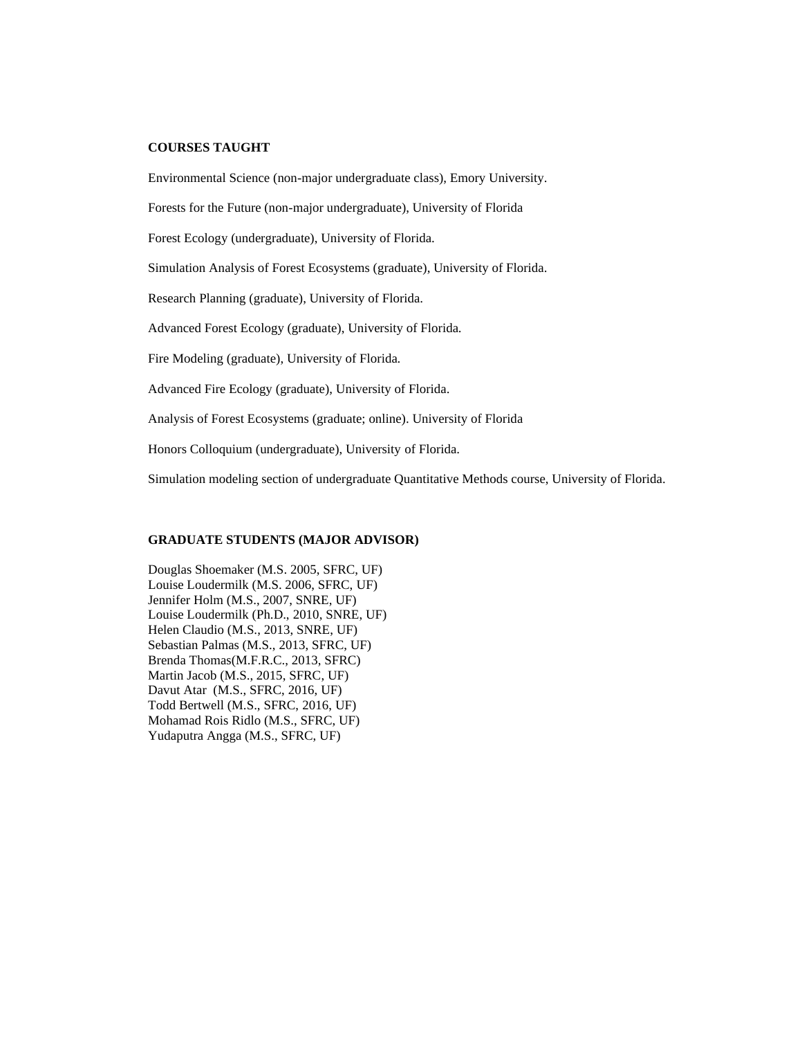## COURSES TAUGHT

Environmental Science (non-major undergraduate class), Emory University.

Forests for the Future (non-major undergraduate), University of Florida

Forest Ecology (undergraduate), University of Florida.

Simulation Analysis of Forest Ecosystems (graduate), University of Florida.

Research Planning (graduate), University of Florida.

Advanced Forest Ecology (graduate), University of Florida.

Fire Modeling (graduate), University of Florida.

Advanced Fire Ecology (graduate), University of Florida.

Analysis of Forest Ecosystems (graduate; online). University of Florida

Honors Colloquium (undergraduate), University of Florida.

Simulation modeling section of undergraduate Quantitative Methods course, University of Florida.

## GRADUATE STUDENTS (MAJOR ADVISOR)

Douglas Shoemaker (M.S. 2005, SFRC, UF)
Louise Loudermilk (M.S. 2006, SFRC, UF)
Jennifer Holm (M.S., 2007, SNRE, UF)
Louise Loudermilk (Ph.D., 2010, SNRE, UF)
Helen Claudio (M.S., 2013, SNRE, UF)
Sebastian Palmas (M.S., 2013, SFRC, UF)
Brenda Thomas(M.F.R.C., 2013, SFRC)
Martin Jacob (M.S., 2015, SFRC, UF)
Davut Atar (M.S., SFRC, 2016, UF)
Todd Bertwell (M.S., SFRC, 2016, UF)
Mohamad Rois Ridlo (M.S., SFRC, UF)
Yudaputra Angga (M.S., SFRC, UF)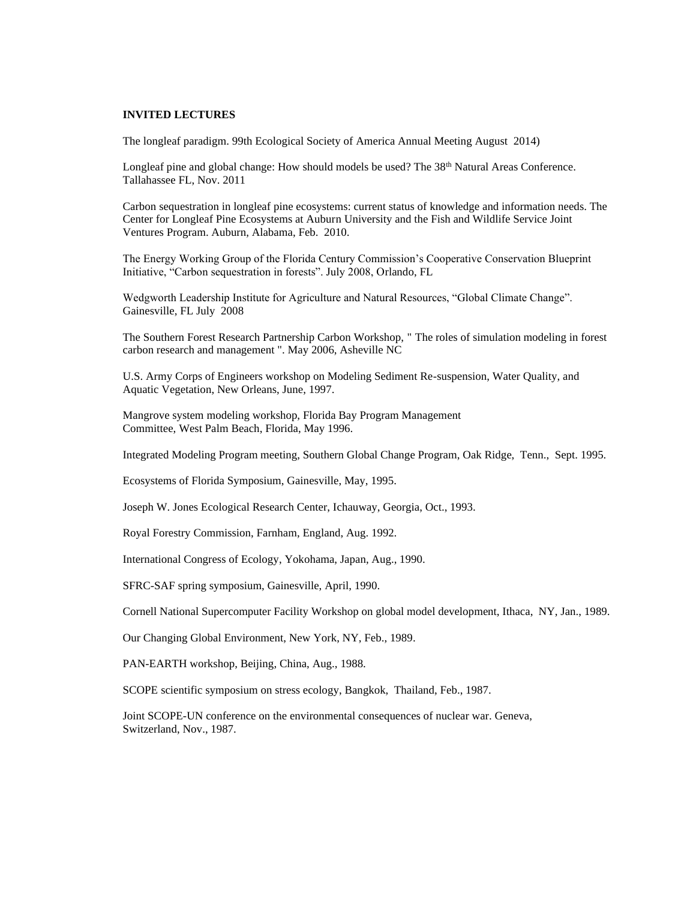**INVITED LECTURES**

The longleaf paradigm. 99th Ecological Society of America Annual Meeting August 2014)

Longleaf pine and global change: How should models be used? The 38th Natural Areas Conference. Tallahassee FL, Nov. 2011

Carbon sequestration in longleaf pine ecosystems: current status of knowledge and information needs. The Center for Longleaf Pine Ecosystems at Auburn University and the Fish and Wildlife Service Joint Ventures Program. Auburn, Alabama, Feb. 2010.

The Energy Working Group of the Florida Century Commission's Cooperative Conservation Blueprint Initiative, "Carbon sequestration in forests". July 2008, Orlando, FL

Wedgworth Leadership Institute for Agriculture and Natural Resources, "Global Climate Change". Gainesville, FL July 2008

The Southern Forest Research Partnership Carbon Workshop, " The roles of simulation modeling in forest carbon research and management ". May 2006, Asheville NC

U.S. Army Corps of Engineers workshop on Modeling Sediment Re-suspension, Water Quality, and Aquatic Vegetation, New Orleans, June, 1997.

Mangrove system modeling workshop, Florida Bay Program Management Committee, West Palm Beach, Florida, May 1996.

Integrated Modeling Program meeting, Southern Global Change Program, Oak Ridge, Tenn., Sept. 1995.

Ecosystems of Florida Symposium, Gainesville, May, 1995.

Joseph W. Jones Ecological Research Center, Ichauway, Georgia, Oct., 1993.

Royal Forestry Commission, Farnham, England, Aug. 1992.

International Congress of Ecology, Yokohama, Japan, Aug., 1990.

SFRC-SAF spring symposium, Gainesville, April, 1990.

Cornell National Supercomputer Facility Workshop on global model development, Ithaca, NY, Jan., 1989.

Our Changing Global Environment, New York, NY, Feb., 1989.

PAN-EARTH workshop, Beijing, China, Aug., 1988.

SCOPE scientific symposium on stress ecology, Bangkok, Thailand, Feb., 1987.

Joint SCOPE-UN conference on the environmental consequences of nuclear war. Geneva, Switzerland, Nov., 1987.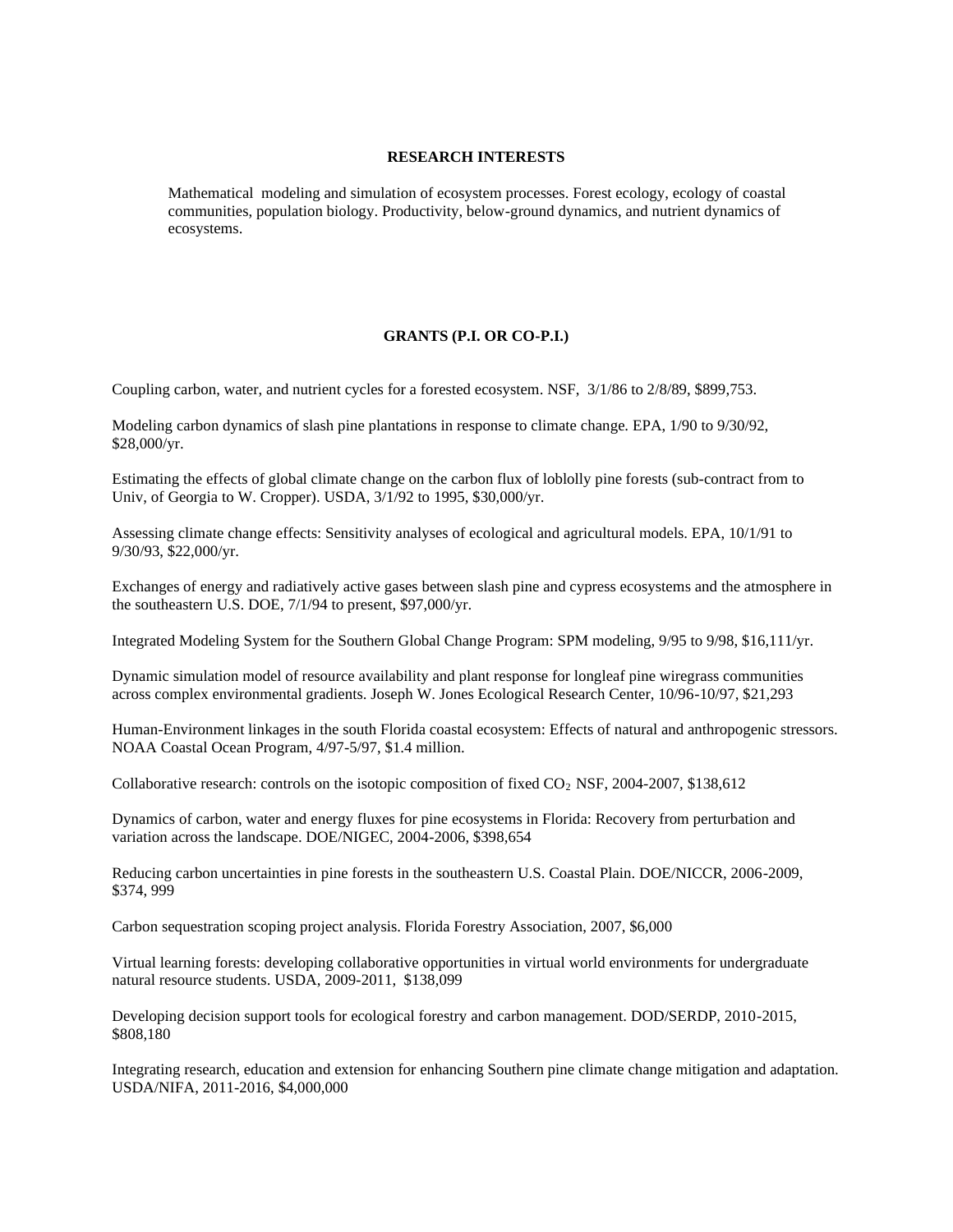## RESEARCH INTERESTS

Mathematical modeling and simulation of ecosystem processes. Forest ecology, ecology of coastal communities, population biology. Productivity, below-ground dynamics, and nutrient dynamics of ecosystems.

## GRANTS (P.I. OR CO-P.I.)

Coupling carbon, water, and nutrient cycles for a forested ecosystem. NSF, 3/1/86 to 2/8/89, $899,753.

Modeling carbon dynamics of slash pine plantations in response to climate change. EPA, 1/90 to 9/30/92, $28,000/yr.

Estimating the effects of global climate change on the carbon flux of loblolly pine forests (sub-contract from to Univ, of Georgia to W. Cropper). USDA, 3/1/92 to 1995, $30,000/yr.

Assessing climate change effects: Sensitivity analyses of ecological and agricultural models. EPA, 10/1/91 to 9/30/93, $22,000/yr.

Exchanges of energy and radiatively active gases between slash pine and cypress ecosystems and the atmosphere in the southeastern U.S. DOE, 7/1/94 to present, $97,000/yr.

Integrated Modeling System for the Southern Global Change Program: SPM modeling, 9/95 to 9/98, $16,111/yr.

Dynamic simulation model of resource availability and plant response for longleaf pine wiregrass communities across complex environmental gradients. Joseph W. Jones Ecological Research Center, 10/96-10/97, $21,293

Human-Environment linkages in the south Florida coastal ecosystem: Effects of natural and anthropogenic stressors. NOAA Coastal Ocean Program, 4/97-5/97, $1.4 million.

Collaborative research: controls on the isotopic composition of fixed $CO_2$ NSF, 2004-2007, $138,612

Dynamics of carbon, water and energy fluxes for pine ecosystems in Florida: Recovery from perturbation and variation across the landscape. DOE/NIGEC, 2004-2006, $398,654

Reducing carbon uncertainties in pine forests in the southeastern U.S. Coastal Plain. DOE/NICCR, 2006-2009, $374, 999

Carbon sequestration scoping project analysis. Florida Forestry Association, 2007, $6,000

Virtual learning forests: developing collaborative opportunities in virtual world environments for undergraduate natural resource students. USDA, 2009-2011, $138,099

Developing decision support tools for ecological forestry and carbon management. DOD/SERDP, 2010-2015, $808,180

Integrating research, education and extension for enhancing Southern pine climate change mitigation and adaptation. USDA/NIFA, 2011-2016, $4,000,000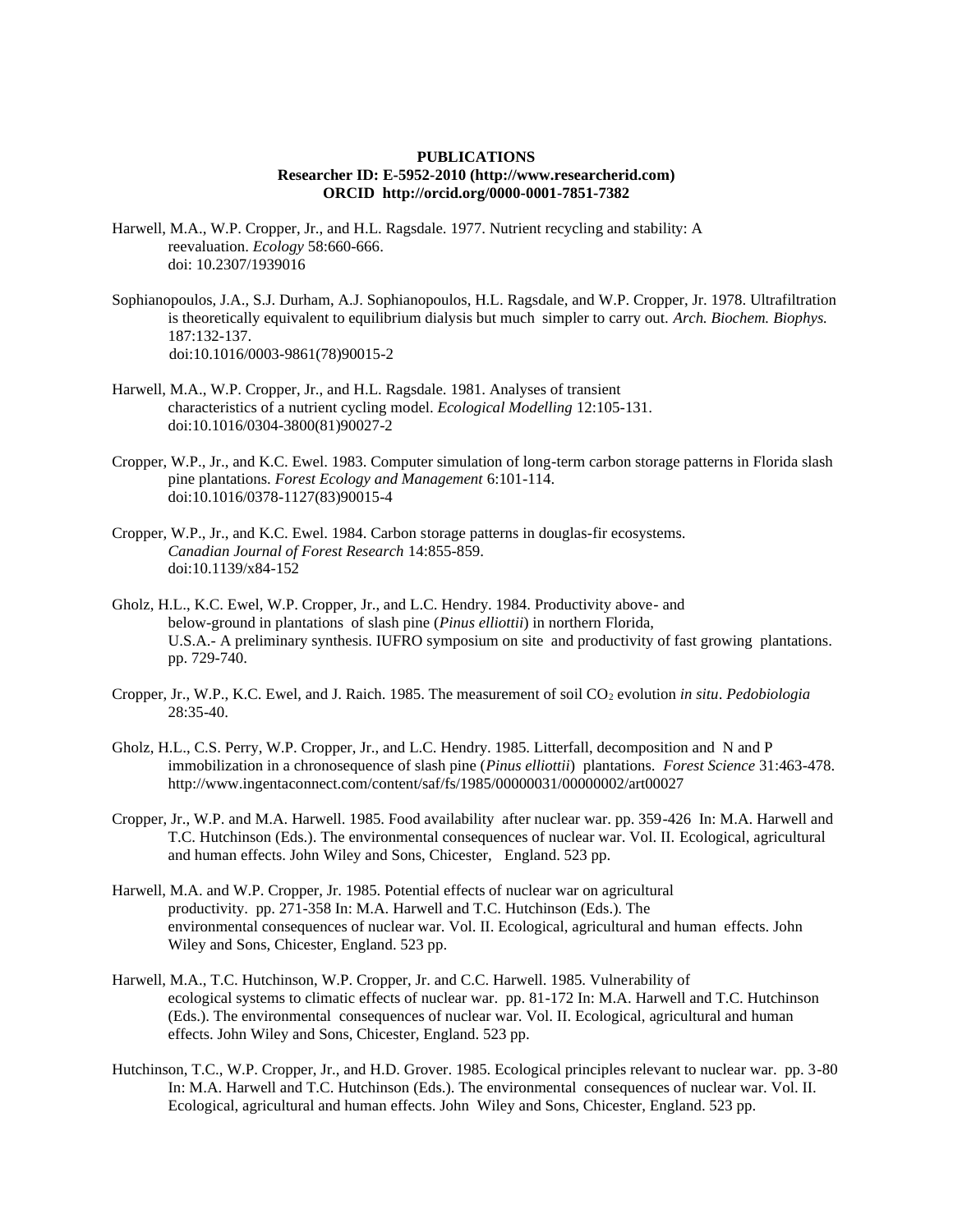**PUBLICATIONS**
**Researcher ID: E-5952-2010 (http://www.researcherid.com)**
**ORCID http://orcid.org/0000-0001-7851-7382**

Harwell, M.A., W.P. Cropper, Jr., and H.L. Ragsdale. 1977. Nutrient recycling and stability: A reevaluation. *Ecology* 58:660-666.
doi: 10.2307/1939016

Sophianopoulos, J.A., S.J. Durham, A.J. Sophianopoulos, H.L. Ragsdale, and W.P. Cropper, Jr. 1978. Ultrafiltration is theoretically equivalent to equilibrium dialysis but much simpler to carry out. *Arch. Biochem. Biophys.* 187:132-137.
doi:10.1016/0003-9861(78)90015-2

Harwell, M.A., W.P. Cropper, Jr., and H.L. Ragsdale. 1981. Analyses of transient characteristics of a nutrient cycling model. *Ecological Modelling* 12:105-131.
doi:10.1016/0304-3800(81)90027-2

Cropper, W.P., Jr., and K.C. Ewel. 1983. Computer simulation of long-term carbon storage patterns in Florida slash pine plantations. *Forest Ecology and Management* 6:101-114.
doi:10.1016/0378-1127(83)90015-4

Cropper, W.P., Jr., and K.C. Ewel. 1984. Carbon storage patterns in douglas-fir ecosystems. *Canadian Journal of Forest Research* 14:855-859.
doi:10.1139/x84-152

Gholz, H.L., K.C. Ewel, W.P. Cropper, Jr., and L.C. Hendry. 1984. Productivity above- and below-ground in plantations of slash pine (*Pinus elliottii*) in northern Florida, U.S.A.- A preliminary synthesis. IUFRO symposium on site and productivity of fast growing plantations. pp. 729-740.

Cropper, Jr., W.P., K.C. Ewel, and J. Raich. 1985. The measurement of soil $CO_2$ evolution *in situ*. *Pedobiologia* 28:35-40.

Gholz, H.L., C.S. Perry, W.P. Cropper, Jr., and L.C. Hendry. 1985. Litterfall, decomposition and N and P immobilization in a chronosequence of slash pine (*Pinus elliottii*) plantations. *Forest Science* 31:463-478. http://www.ingentaconnect.com/content/saf/fs/1985/00000031/00000002/art00027

Cropper, Jr., W.P. and M.A. Harwell. 1985. Food availability after nuclear war. pp. 359-426 In: M.A. Harwell and T.C. Hutchinson (Eds.). The environmental consequences of nuclear war. Vol. II. Ecological, agricultural and human effects. John Wiley and Sons, Chicester, England. 523 pp.

Harwell, M.A. and W.P. Cropper, Jr. 1985. Potential effects of nuclear war on agricultural productivity. pp. 271-358 In: M.A. Harwell and T.C. Hutchinson (Eds.). The environmental consequences of nuclear war. Vol. II. Ecological, agricultural and human effects. John Wiley and Sons, Chicester, England. 523 pp.

Harwell, M.A., T.C. Hutchinson, W.P. Cropper, Jr. and C.C. Harwell. 1985. Vulnerability of ecological systems to climatic effects of nuclear war. pp. 81-172 In: M.A. Harwell and T.C. Hutchinson (Eds.). The environmental consequences of nuclear war. Vol. II. Ecological, agricultural and human effects. John Wiley and Sons, Chicester, England. 523 pp.

Hutchinson, T.C., W.P. Cropper, Jr., and H.D. Grover. 1985. Ecological principles relevant to nuclear war. pp. 3-80 In: M.A. Harwell and T.C. Hutchinson (Eds.). The environmental consequences of nuclear war. Vol. II. Ecological, agricultural and human effects. John Wiley and Sons, Chicester, England. 523 pp.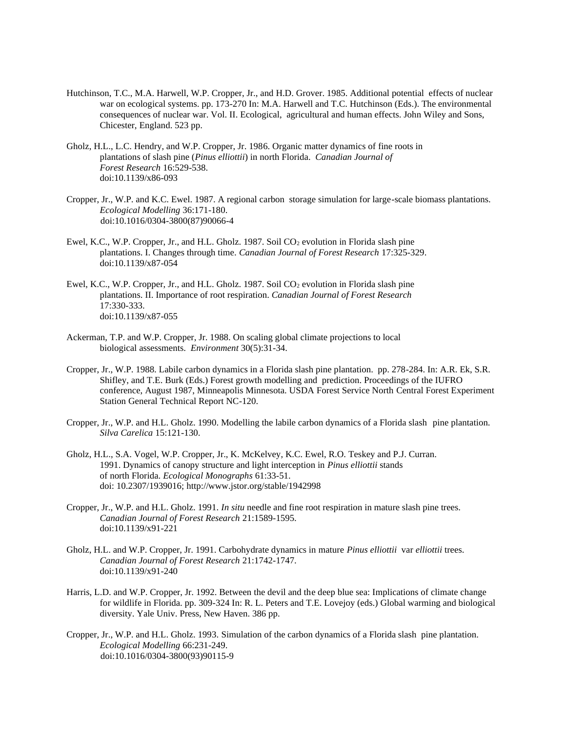Hutchinson, T.C., M.A. Harwell, W.P. Cropper, Jr., and H.D. Grover. 1985. Additional potential effects of nuclear war on ecological systems. pp. 173-270 In: M.A. Harwell and T.C. Hutchinson (Eds.). The environmental consequences of nuclear war. Vol. II. Ecological, agricultural and human effects. John Wiley and Sons, Chicester, England. 523 pp.

Gholz, H.L., L.C. Hendry, and W.P. Cropper, Jr. 1986. Organic matter dynamics of fine roots in plantations of slash pine (*Pinus elliottii*) in north Florida. *Canadian Journal of Forest Research* 16:529-538. doi:10.1139/x86-093

Cropper, Jr., W.P. and K.C. Ewel. 1987. A regional carbon storage simulation for large-scale biomass plantations. *Ecological Modelling* 36:171-180. doi:10.1016/0304-3800(87)90066-4

Ewel, K.C., W.P. Cropper, Jr., and H.L. Gholz. 1987. Soil $CO_2$ evolution in Florida slash pine plantations. I. Changes through time. *Canadian Journal of Forest Research* 17:325-329. doi:10.1139/x87-054

Ewel, K.C., W.P. Cropper, Jr., and H.L. Gholz. 1987. Soil $CO_2$ evolution in Florida slash pine plantations. II. Importance of root respiration. *Canadian Journal of Forest Research* 17:330-333. doi:10.1139/x87-055

Ackerman, T.P. and W.P. Cropper, Jr. 1988. On scaling global climate projections to local biological assessments. *Environment* 30(5):31-34.

Cropper, Jr., W.P. 1988. Labile carbon dynamics in a Florida slash pine plantation. pp. 278-284. In: A.R. Ek, S.R. Shifley, and T.E. Burk (Eds.) Forest growth modelling and prediction. Proceedings of the IUFRO conference, August 1987, Minneapolis Minnesota. USDA Forest Service North Central Forest Experiment Station General Technical Report NC-120.

Cropper, Jr., W.P. and H.L. Gholz. 1990. Modelling the labile carbon dynamics of a Florida slash pine plantation. *Silva Carelica* 15:121-130.

Gholz, H.L., S.A. Vogel, W.P. Cropper, Jr., K. McKelvey, K.C. Ewel, R.O. Teskey and P.J. Curran. 1991. Dynamics of canopy structure and light interception in *Pinus elliottii* stands of north Florida. *Ecological Monographs* 61:33-51. doi: 10.2307/1939016; http://www.jstor.org/stable/1942998

Cropper, Jr., W.P. and H.L. Gholz. 1991. *In situ* needle and fine root respiration in mature slash pine trees. *Canadian Journal of Forest Research* 21:1589-1595. doi:10.1139/x91-221

Gholz, H.L. and W.P. Cropper, Jr. 1991. Carbohydrate dynamics in mature *Pinus elliottii* var *elliottii* trees. *Canadian Journal of Forest Research* 21:1742-1747. doi:10.1139/x91-240

Harris, L.D. and W.P. Cropper, Jr. 1992. Between the devil and the deep blue sea: Implications of climate change for wildlife in Florida. pp. 309-324 In: R. L. Peters and T.E. Lovejoy (eds.) Global warming and biological diversity. Yale Univ. Press, New Haven. 386 pp.

Cropper, Jr., W.P. and H.L. Gholz. 1993. Simulation of the carbon dynamics of a Florida slash pine plantation. *Ecological Modelling* 66:231-249. doi:10.1016/0304-3800(93)90115-9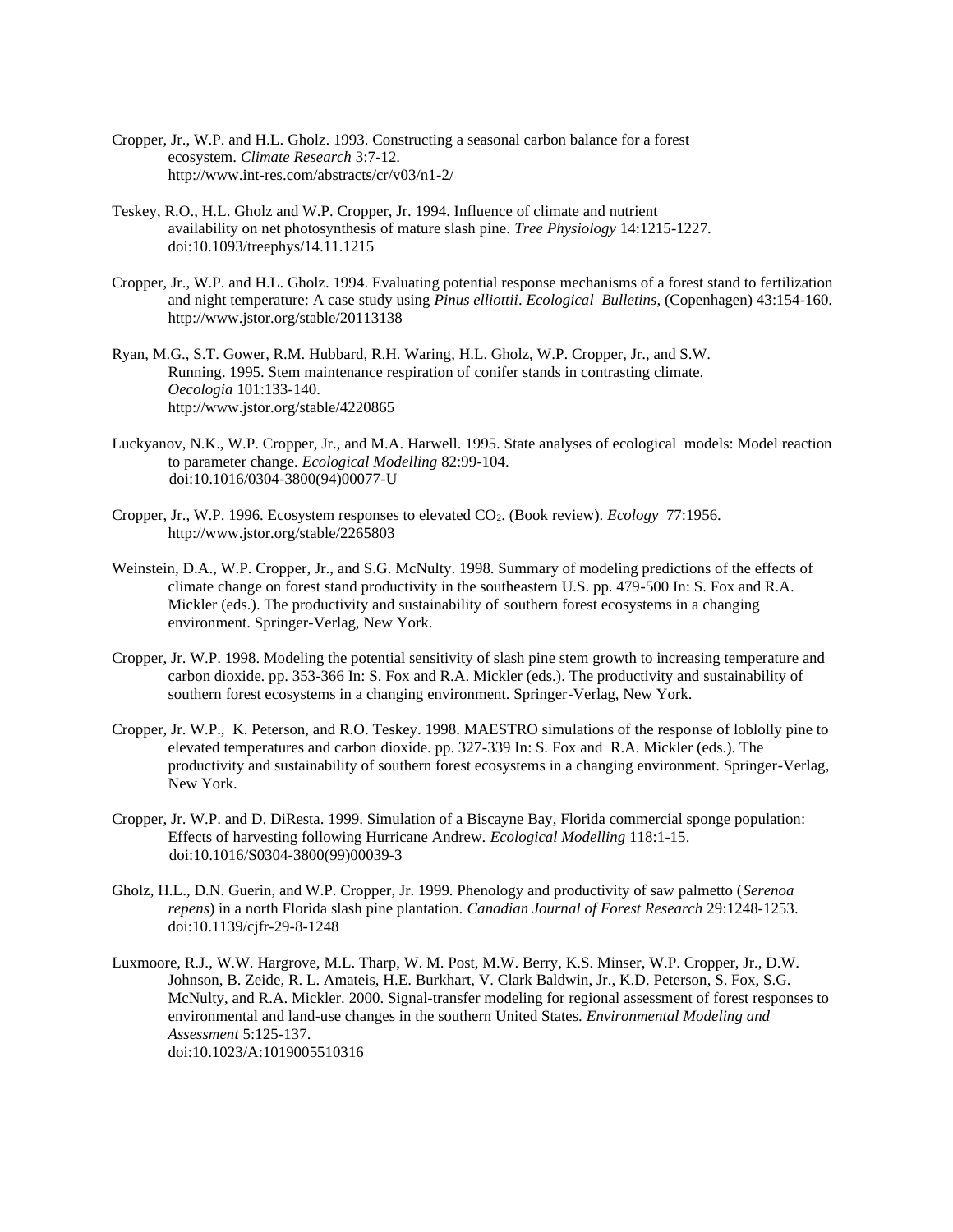Cropper, Jr., W.P. and H.L. Gholz. 1993. Constructing a seasonal carbon balance for a forest ecosystem. *Climate Research* 3:7-12. http://www.int-res.com/abstracts/cr/v03/n1-2/

Teskey, R.O., H.L. Gholz and W.P. Cropper, Jr. 1994. Influence of climate and nutrient availability on net photosynthesis of mature slash pine. *Tree Physiology* 14:1215-1227. doi:10.1093/treephys/14.11.1215

Cropper, Jr., W.P. and H.L. Gholz. 1994. Evaluating potential response mechanisms of a forest stand to fertilization and night temperature: A case study using *Pinus elliottii*. *Ecological Bulletins*, (Copenhagen) 43:154-160. http://www.jstor.org/stable/20113138

Ryan, M.G., S.T. Gower, R.M. Hubbard, R.H. Waring, H.L. Gholz, W.P. Cropper, Jr., and S.W. Running. 1995. Stem maintenance respiration of conifer stands in contrasting climate. *Oecologia* 101:133-140. http://www.jstor.org/stable/4220865

Luckyanov, N.K., W.P. Cropper, Jr., and M.A. Harwell. 1995. State analyses of ecological models: Model reaction to parameter change. *Ecological Modelling* 82:99-104. doi:10.1016/0304-3800(94)00077-U

Cropper, Jr., W.P. 1996. Ecosystem responses to elevated $CO_2$. (Book review). *Ecology* 77:1956. http://www.jstor.org/stable/2265803

Weinstein, D.A., W.P. Cropper, Jr., and S.G. McNulty. 1998. Summary of modeling predictions of the effects of climate change on forest stand productivity in the southeastern U.S. pp. 479-500 In: S. Fox and R.A. Mickler (eds.). The productivity and sustainability of southern forest ecosystems in a changing environment. Springer-Verlag, New York.

Cropper, Jr. W.P. 1998. Modeling the potential sensitivity of slash pine stem growth to increasing temperature and carbon dioxide. pp. 353-366 In: S. Fox and R.A. Mickler (eds.). The productivity and sustainability of southern forest ecosystems in a changing environment. Springer-Verlag, New York.

Cropper, Jr. W.P., K. Peterson, and R.O. Teskey. 1998. MAESTRO simulations of the response of loblolly pine to elevated temperatures and carbon dioxide. pp. 327-339 In: S. Fox and R.A. Mickler (eds.). The productivity and sustainability of southern forest ecosystems in a changing environment. Springer-Verlag, New York.

Cropper, Jr. W.P. and D. DiResta. 1999. Simulation of a Biscayne Bay, Florida commercial sponge population: Effects of harvesting following Hurricane Andrew. *Ecological Modelling* 118:1-15. doi:10.1016/S0304-3800(99)00039-3

Gholz, H.L., D.N. Guerin, and W.P. Cropper, Jr. 1999. Phenology and productivity of saw palmetto (*Serenoa repens*) in a north Florida slash pine plantation. *Canadian Journal of Forest Research* 29:1248-1253. doi:10.1139/cjfr-29-8-1248

Luxmoore, R.J., W.W. Hargrove, M.L. Tharp, W. M. Post, M.W. Berry, K.S. Minser, W.P. Cropper, Jr., D.W. Johnson, B. Zeide, R. L. Amateis, H.E. Burkhart, V. Clark Baldwin, Jr., K.D. Peterson, S. Fox, S.G. McNulty, and R.A. Mickler. 2000. Signal-transfer modeling for regional assessment of forest responses to environmental and land-use changes in the southern United States. *Environmental Modeling and Assessment* 5:125-137. doi:10.1023/A:1019005510316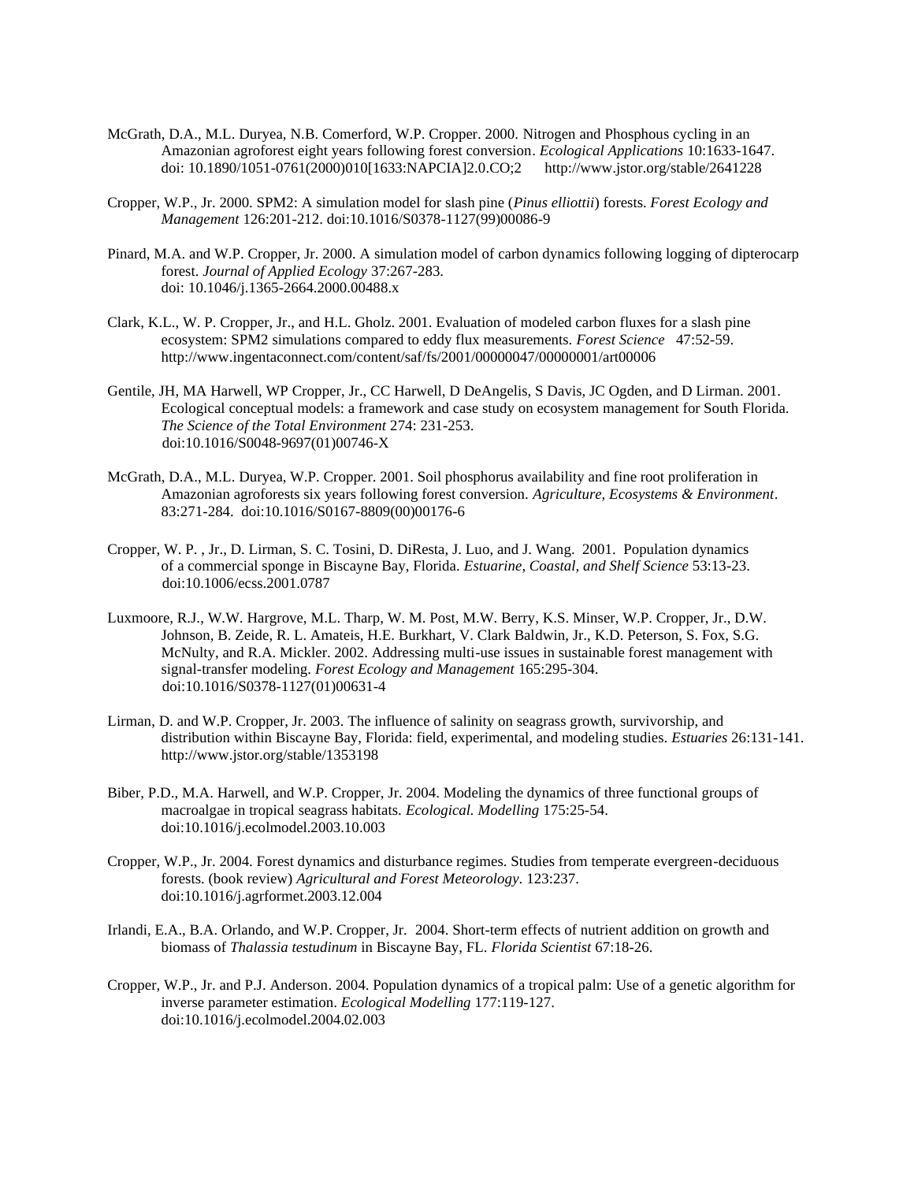McGrath, D.A., M.L. Duryea, N.B. Comerford, W.P. Cropper. 2000. Nitrogen and Phosphous cycling in an Amazonian agroforest eight years following forest conversion. *Ecological Applications* 10:1633-1647. doi: 10.1890/1051-0761(2000)010[1633:NAPCIA]2.0.CO;2 http://www.jstor.org/stable/2641228

Cropper, W.P., Jr. 2000. SPM2: A simulation model for slash pine (*Pinus elliottii*) forests. *Forest Ecology and Management* 126:201-212. doi:10.1016/S0378-1127(99)00086-9

Pinard, M.A. and W.P. Cropper, Jr. 2000. A simulation model of carbon dynamics following logging of dipterocarp forest. *Journal of Applied Ecology* 37:267-283. doi: 10.1046/j.1365-2664.2000.00488.x

Clark, K.L., W. P. Cropper, Jr., and H.L. Gholz. 2001. Evaluation of modeled carbon fluxes for a slash pine ecosystem: SPM2 simulations compared to eddy flux measurements. *Forest Science* 47:52-59. http://www.ingentaconnect.com/content/saf/fs/2001/00000047/00000001/art00006

Gentile, JH, MA Harwell, WP Cropper, Jr., CC Harwell, D DeAngelis, S Davis, JC Ogden, and D Lirman. 2001. Ecological conceptual models: a framework and case study on ecosystem management for South Florida. *The Science of the Total Environment* 274: 231-253. doi:10.1016/S0048-9697(01)00746-X

McGrath, D.A., M.L. Duryea, W.P. Cropper. 2001. Soil phosphorus availability and fine root proliferation in Amazonian agroforests six years following forest conversion. *Agriculture, Ecosystems & Environment*. 83:271-284. doi:10.1016/S0167-8809(00)00176-6

Cropper, W. P. , Jr., D. Lirman, S. C. Tosini, D. DiResta, J. Luo, and J. Wang. 2001. Population dynamics of a commercial sponge in Biscayne Bay, Florida. *Estuarine, Coastal, and Shelf Science* 53:13-23. doi:10.1006/ecss.2001.0787

Luxmoore, R.J., W.W. Hargrove, M.L. Tharp, W. M. Post, M.W. Berry, K.S. Minser, W.P. Cropper, Jr., D.W. Johnson, B. Zeide, R. L. Amateis, H.E. Burkhart, V. Clark Baldwin, Jr., K.D. Peterson, S. Fox, S.G. McNulty, and R.A. Mickler. 2002. Addressing multi-use issues in sustainable forest management with signal-transfer modeling. *Forest Ecology and Management* 165:295-304. doi:10.1016/S0378-1127(01)00631-4

Lirman, D. and W.P. Cropper, Jr. 2003. The influence of salinity on seagrass growth, survivorship, and distribution within Biscayne Bay, Florida: field, experimental, and modeling studies. *Estuaries* 26:131-141. http://www.jstor.org/stable/1353198

Biber, P.D., M.A. Harwell, and W.P. Cropper, Jr. 2004. Modeling the dynamics of three functional groups of macroalgae in tropical seagrass habitats. *Ecological. Modelling* 175:25-54. doi:10.1016/j.ecolmodel.2003.10.003

Cropper, W.P., Jr. 2004. Forest dynamics and disturbance regimes. Studies from temperate evergreen-deciduous forests. (book review) *Agricultural and Forest Meteorology*. 123:237. doi:10.1016/j.agrformet.2003.12.004

Irlandi, E.A., B.A. Orlando, and W.P. Cropper, Jr. 2004. Short-term effects of nutrient addition on growth and biomass of *Thalassia testudinum* in Biscayne Bay, FL. *Florida Scientist* 67:18-26.

Cropper, W.P., Jr. and P.J. Anderson. 2004. Population dynamics of a tropical palm: Use of a genetic algorithm for inverse parameter estimation. *Ecological Modelling* 177:119-127. doi:10.1016/j.ecolmodel.2004.02.003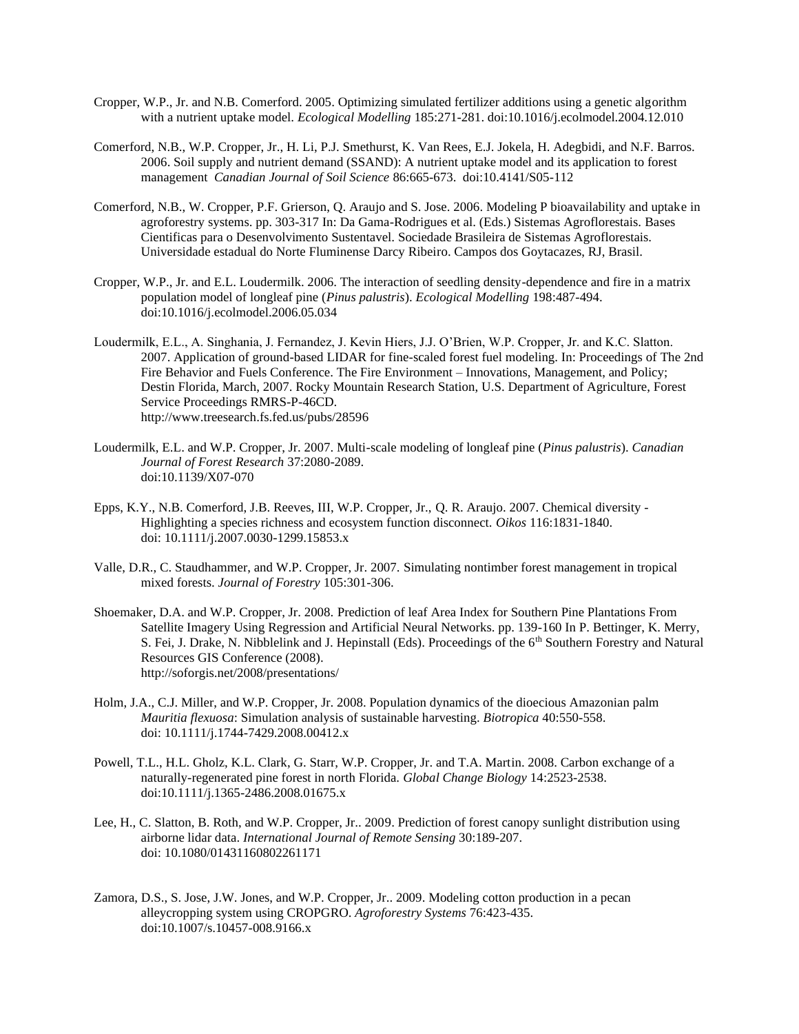Cropper, W.P., Jr. and N.B. Comerford. 2005. Optimizing simulated fertilizer additions using a genetic algorithm with a nutrient uptake model. *Ecological Modelling* 185:271-281. doi:10.1016/j.ecolmodel.2004.12.010

Comerford, N.B., W.P. Cropper, Jr., H. Li, P.J. Smethurst, K. Van Rees, E.J. Jokela, H. Adegbidi, and N.F. Barros. 2006. Soil supply and nutrient demand (SSAND): A nutrient uptake model and its application to forest management *Canadian Journal of Soil Science* 86:665-673. doi:10.4141/S05-112

Comerford, N.B., W. Cropper, P.F. Grierson, Q. Araujo and S. Jose. 2006. Modeling P bioavailability and uptake in agroforestry systems. pp. 303-317 In: Da Gama-Rodrigues et al. (Eds.) Sistemas Agroflorestais. Bases Cientificas para o Desenvolvimento Sustentavel. Sociedade Brasileira de Sistemas Agroflorestais. Universidade estadual do Norte Fluminense Darcy Ribeiro. Campos dos Goytacazes, RJ, Brasil.

Cropper, W.P., Jr. and E.L. Loudermilk. 2006. The interaction of seedling density-dependence and fire in a matrix population model of longleaf pine (*Pinus palustris*). *Ecological Modelling* 198:487-494. doi:10.1016/j.ecolmodel.2006.05.034

Loudermilk, E.L., A. Singhania, J. Fernandez, J. Kevin Hiers, J.J. O'Brien, W.P. Cropper, Jr. and K.C. Slatton. 2007. Application of ground-based LIDAR for fine-scaled forest fuel modeling. In: Proceedings of The 2nd Fire Behavior and Fuels Conference. The Fire Environment – Innovations, Management, and Policy; Destin Florida, March, 2007. Rocky Mountain Research Station, U.S. Department of Agriculture, Forest Service Proceedings RMRS-P-46CD. http://www.treesearch.fs.fed.us/pubs/28596

Loudermilk, E.L. and W.P. Cropper, Jr. 2007. Multi-scale modeling of longleaf pine (*Pinus palustris*). *Canadian Journal of Forest Research* 37:2080-2089. doi:10.1139/X07-070

Epps, K.Y., N.B. Comerford, J.B. Reeves, III, W.P. Cropper, Jr., Q. R. Araujo. 2007. Chemical diversity - Highlighting a species richness and ecosystem function disconnect. *Oikos* 116:1831-1840. doi: 10.1111/j.2007.0030-1299.15853.x

Valle, D.R., C. Staudhammer, and W.P. Cropper, Jr. 2007. Simulating nontimber forest management in tropical mixed forests. *Journal of Forestry* 105:301-306.

Shoemaker, D.A. and W.P. Cropper, Jr. 2008. Prediction of leaf Area Index for Southern Pine Plantations From Satellite Imagery Using Regression and Artificial Neural Networks. pp. 139-160 In P. Bettinger, K. Merry, S. Fei, J. Drake, N. Nibblelink and J. Hepinstall (Eds). Proceedings of the 6th Southern Forestry and Natural Resources GIS Conference (2008). http://soforgis.net/2008/presentations/

Holm, J.A., C.J. Miller, and W.P. Cropper, Jr. 2008. Population dynamics of the dioecious Amazonian palm *Mauritia flexuosa*: Simulation analysis of sustainable harvesting. *Biotropica* 40:550-558. doi: 10.1111/j.1744-7429.2008.00412.x

Powell, T.L., H.L. Gholz, K.L. Clark, G. Starr, W.P. Cropper, Jr. and T.A. Martin. 2008. Carbon exchange of a naturally-regenerated pine forest in north Florida. *Global Change Biology* 14:2523-2538. doi:10.1111/j.1365-2486.2008.01675.x

Lee, H., C. Slatton, B. Roth, and W.P. Cropper, Jr.. 2009. Prediction of forest canopy sunlight distribution using airborne lidar data. *International Journal of Remote Sensing* 30:189-207. doi: 10.1080/01431160802261171

Zamora, D.S., S. Jose, J.W. Jones, and W.P. Cropper, Jr.. 2009. Modeling cotton production in a pecan alleycropping system using CROPGRO. *Agroforestry Systems* 76:423-435. doi:10.1007/s.10457-008.9166.x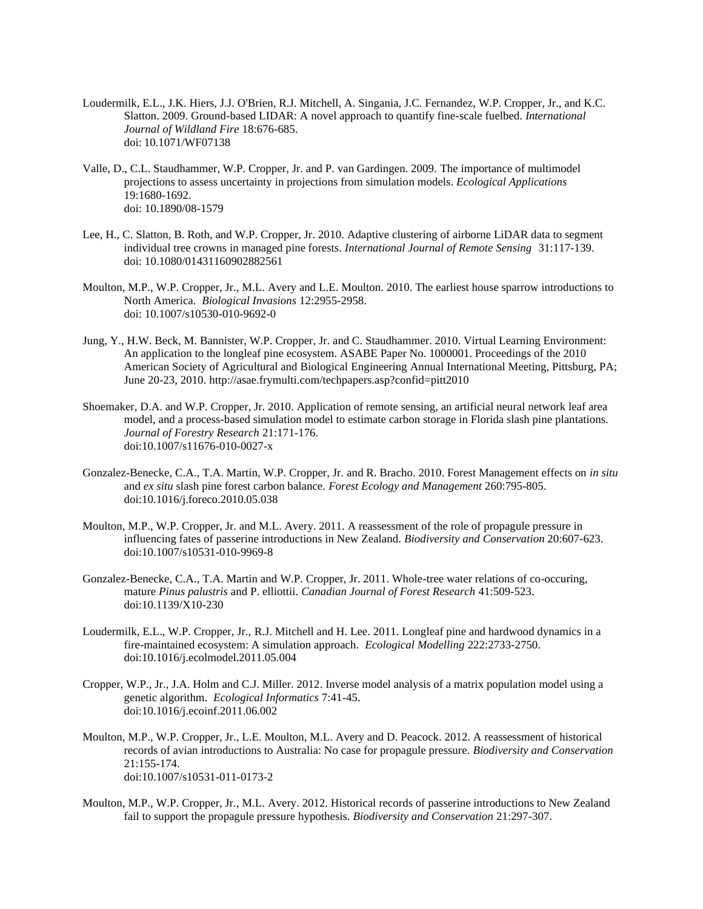Loudermilk, E.L., J.K. Hiers, J.J. O'Brien, R.J. Mitchell, A. Singania, J.C. Fernandez, W.P. Cropper, Jr., and K.C. Slatton. 2009. Ground-based LIDAR: A novel approach to quantify fine-scale fuelbed. *International Journal of Wildland Fire* 18:676-685.
doi: 10.1071/WF07138

Valle, D., C.L. Staudhammer, W.P. Cropper, Jr. and P. van Gardingen. 2009. The importance of multimodel projections to assess uncertainty in projections from simulation models. *Ecological Applications* 19:1680-1692.
doi: 10.1890/08-1579

Lee, H., C. Slatton, B. Roth, and W.P. Cropper, Jr. 2010. Adaptive clustering of airborne LiDAR data to segment individual tree crowns in managed pine forests. *International Journal of Remote Sensing* 31:117-139.
doi: 10.1080/01431160902882561

Moulton, M.P., W.P. Cropper, Jr., M.L. Avery and L.E. Moulton. 2010. The earliest house sparrow introductions to North America. *Biological Invasions* 12:2955-2958.
doi: 10.1007/s10530-010-9692-0

Jung, Y., H.W. Beck, M. Bannister, W.P. Cropper, Jr. and C. Staudhammer. 2010. Virtual Learning Environment: An application to the longleaf pine ecosystem. ASABE Paper No. 1000001. Proceedings of the 2010 American Society of Agricultural and Biological Engineering Annual International Meeting, Pittsburg, PA; June 20-23, 2010. http://asae.frymulti.com/techpapers.asp?confid=pitt2010

Shoemaker, D.A. and W.P. Cropper, Jr. 2010. Application of remote sensing, an artificial neural network leaf area model, and a process-based simulation model to estimate carbon storage in Florida slash pine plantations. *Journal of Forestry Research* 21:171-176.
doi:10.1007/s11676-010-0027-x

Gonzalez-Benecke, C.A., T.A. Martin, W.P. Cropper, Jr. and R. Bracho. 2010. Forest Management effects on *in situ* and *ex situ* slash pine forest carbon balance. *Forest Ecology and Management* 260:795-805.
doi:10.1016/j.foreco.2010.05.038

Moulton, M.P., W.P. Cropper, Jr. and M.L. Avery. 2011. A reassessment of the role of propagule pressure in influencing fates of passerine introductions in New Zealand. *Biodiversity and Conservation* 20:607-623.
doi:10.1007/s10531-010-9969-8

Gonzalez-Benecke, C.A., T.A. Martin and W.P. Cropper, Jr. 2011. Whole-tree water relations of co-occuring, mature *Pinus palustris* and P. elliottii. *Canadian Journal of Forest Research* 41:509-523.
doi:10.1139/X10-230

Loudermilk, E.L., W.P. Cropper, Jr., R.J. Mitchell and H. Lee. 2011. Longleaf pine and hardwood dynamics in a fire-maintained ecosystem: A simulation approach. *Ecological Modelling* 222:2733-2750.
doi:10.1016/j.ecolmodel.2011.05.004

Cropper, W.P., Jr., J.A. Holm and C.J. Miller. 2012. Inverse model analysis of a matrix population model using a genetic algorithm. *Ecological Informatics* 7:41-45.
doi:10.1016/j.ecoinf.2011.06.002

Moulton, M.P., W.P. Cropper, Jr., L.E. Moulton, M.L. Avery and D. Peacock. 2012. A reassessment of historical records of avian introductions to Australia: No case for propagule pressure. *Biodiversity and Conservation* 21:155-174.
doi:10.1007/s10531-011-0173-2

Moulton, M.P., W.P. Cropper, Jr., M.L. Avery. 2012. Historical records of passerine introductions to New Zealand fail to support the propagule pressure hypothesis. *Biodiversity and Conservation* 21:297-307.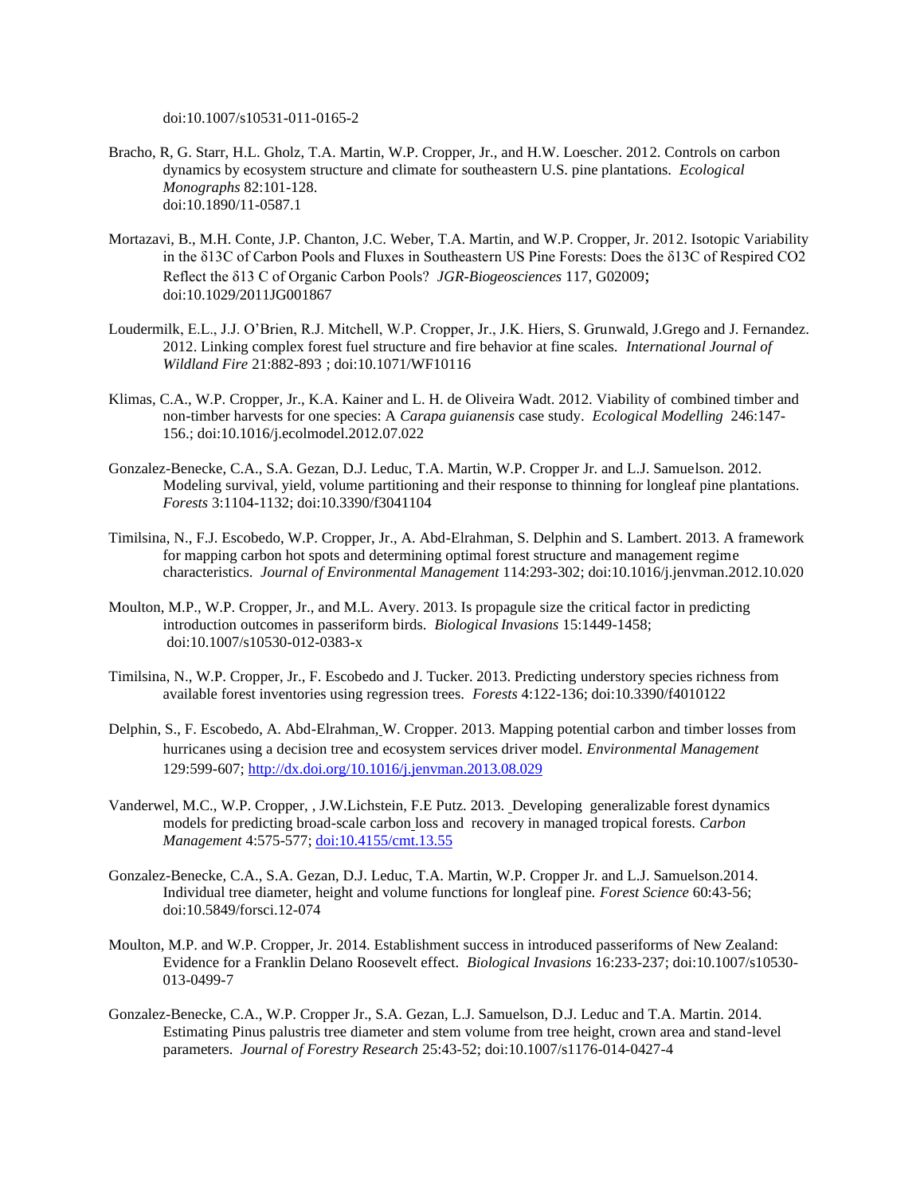doi:10.1007/s10531-011-0165-2

Bracho, R, G. Starr, H.L. Gholz, T.A. Martin, W.P. Cropper, Jr., and H.W. Loescher. 2012. Controls on carbon dynamics by ecosystem structure and climate for southeastern U.S. pine plantations. *Ecological Monographs* 82:101-128. doi:10.1890/11-0587.1

Mortazavi, B., M.H. Conte, J.P. Chanton, J.C. Weber, T.A. Martin, and W.P. Cropper, Jr. 2012. Isotopic Variability in the δ13C of Carbon Pools and Fluxes in Southeastern US Pine Forests: Does the δ13C of Respired CO2 Reflect the δ13 C of Organic Carbon Pools? *JGR-Biogeosciences* 117, G02009; doi:10.1029/2011JG001867

Loudermilk, E.L., J.J. O'Brien, R.J. Mitchell, W.P. Cropper, Jr., J.K. Hiers, S. Grunwald, J.Grego and J. Fernandez. 2012. Linking complex forest fuel structure and fire behavior at fine scales. *International Journal of Wildland Fire* 21:882-893 ; doi:10.1071/WF10116

Klimas, C.A., W.P. Cropper, Jr., K.A. Kainer and L. H. de Oliveira Wadt. 2012. Viability of combined timber and non-timber harvests for one species: A *Carapa guianensis* case study. *Ecological Modelling* 246:147-156.; doi:10.1016/j.ecolmodel.2012.07.022

Gonzalez-Benecke, C.A., S.A. Gezan, D.J. Leduc, T.A. Martin, W.P. Cropper Jr. and L.J. Samuelson. 2012. Modeling survival, yield, volume partitioning and their response to thinning for longleaf pine plantations. *Forests* 3:1104-1132; doi:10.3390/f3041104

Timilsina, N., F.J. Escobedo, W.P. Cropper, Jr., A. Abd-Elrahman, S. Delphin and S. Lambert. 2013. A framework for mapping carbon hot spots and determining optimal forest structure and management regime characteristics. *Journal of Environmental Management* 114:293-302; doi:10.1016/j.jenvman.2012.10.020

Moulton, M.P., W.P. Cropper, Jr., and M.L. Avery. 2013. Is propagule size the critical factor in predicting introduction outcomes in passeriform birds. *Biological Invasions* 15:1449-1458; doi:10.1007/s10530-012-0383-x

Timilsina, N., W.P. Cropper, Jr., F. Escobedo and J. Tucker. 2013. Predicting understory species richness from available forest inventories using regression trees. *Forests* 4:122-136; doi:10.3390/f4010122

Delphin, S., F. Escobedo, A. Abd-Elrahman, W. Cropper. 2013. Mapping potential carbon and timber losses from hurricanes using a decision tree and ecosystem services driver model. *Environmental Management* 129:599-607; http://dx.doi.org/10.1016/j.jenvman.2013.08.029

Vanderwel, M.C., W.P. Cropper, , J.W.Lichstein, F.E Putz. 2013. Developing generalizable forest dynamics models for predicting broad-scale carbon loss and recovery in managed tropical forests. *Carbon Management* 4:575-577; doi:10.4155/cmt.13.55

Gonzalez-Benecke, C.A., S.A. Gezan, D.J. Leduc, T.A. Martin, W.P. Cropper Jr. and L.J. Samuelson.2014. Individual tree diameter, height and volume functions for longleaf pine. *Forest Science* 60:43-56; doi:10.5849/forsci.12-074

Moulton, M.P. and W.P. Cropper, Jr. 2014. Establishment success in introduced passeriforms of New Zealand: Evidence for a Franklin Delano Roosevelt effect. *Biological Invasions* 16:233-237; doi:10.1007/s10530-013-0499-7

Gonzalez-Benecke, C.A., W.P. Cropper Jr., S.A. Gezan, L.J. Samuelson, D.J. Leduc and T.A. Martin. 2014. Estimating Pinus palustris tree diameter and stem volume from tree height, crown area and stand-level parameters. *Journal of Forestry Research* 25:43-52; doi:10.1007/s1176-014-0427-4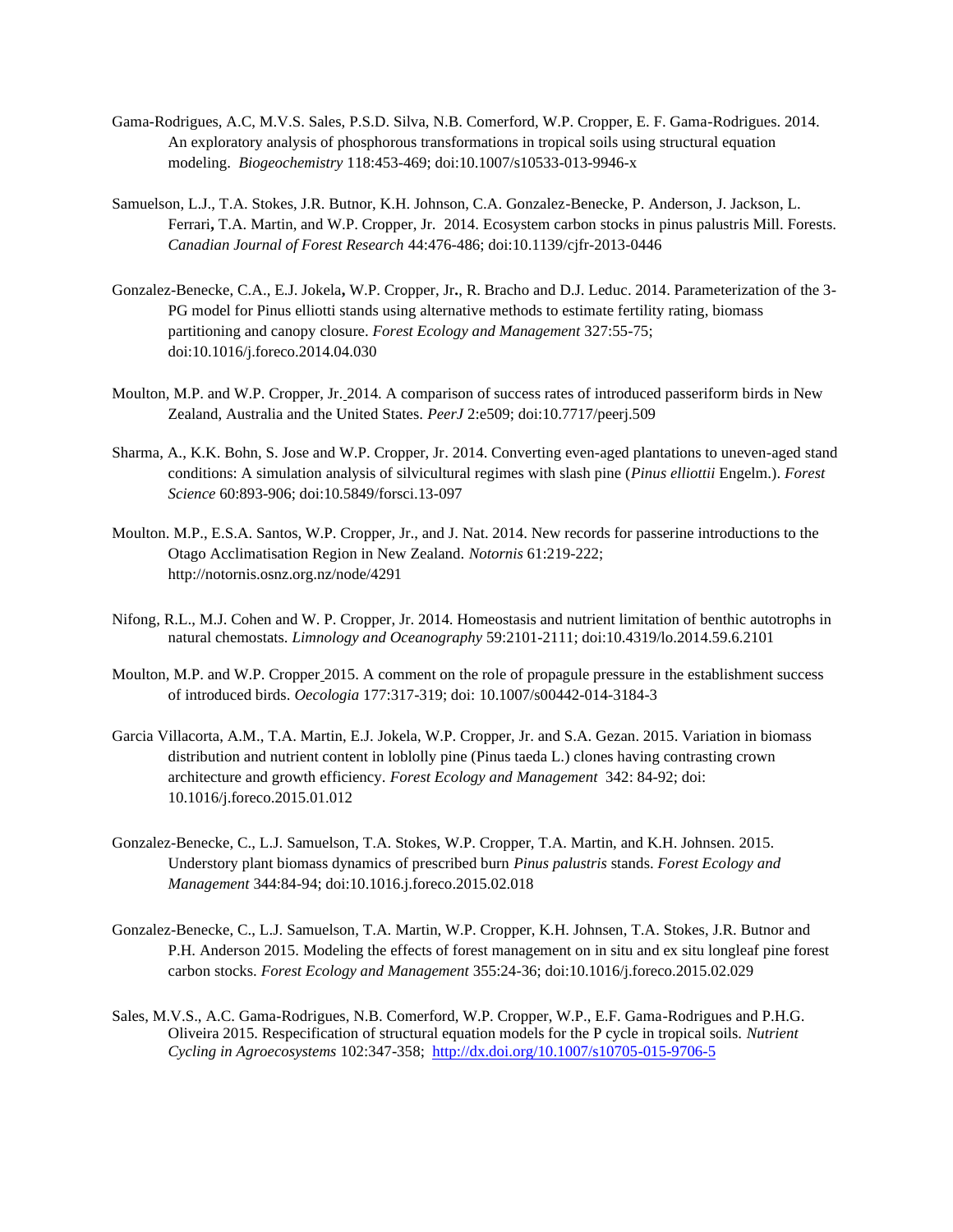Gama-Rodrigues, A.C, M.V.S. Sales, P.S.D. Silva, N.B. Comerford, W.P. Cropper, E. F. Gama-Rodrigues. 2014. An exploratory analysis of phosphorous transformations in tropical soils using structural equation modeling. *Biogeochemistry* 118:453-469; doi:10.1007/s10533-013-9946-x

Samuelson, L.J., T.A. Stokes, J.R. Butnor, K.H. Johnson, C.A. Gonzalez-Benecke, P. Anderson, J. Jackson, L. Ferrari**,** T.A. Martin, and W.P. Cropper, Jr. 2014. Ecosystem carbon stocks in pinus palustris Mill. Forests. *Canadian Journal of Forest Research* 44:476-486; doi:10.1139/cjfr-2013-0446

Gonzalez-Benecke, C.A., E.J. Jokela**,** W.P. Cropper, Jr**.**, R. Bracho and D.J. Leduc. 2014. Parameterization of the 3-PG model for Pinus elliotti stands using alternative methods to estimate fertility rating, biomass partitioning and canopy closure. *Forest Ecology and Management* 327:55-75; doi:10.1016/j.foreco.2014.04.030

Moulton, M.P. and W.P. Cropper, Jr. 2014. A comparison of success rates of introduced passeriform birds in New Zealand, Australia and the United States. *PeerJ* 2:e509; doi:10.7717/peerj.509

Sharma, A., K.K. Bohn, S. Jose and W.P. Cropper, Jr. 2014. Converting even-aged plantations to uneven-aged stand conditions: A simulation analysis of silvicultural regimes with slash pine (*Pinus elliottii* Engelm.). *Forest Science* 60:893-906; doi:10.5849/forsci.13-097

Moulton. M.P., E.S.A. Santos, W.P. Cropper, Jr., and J. Nat. 2014. New records for passerine introductions to the Otago Acclimatisation Region in New Zealand. *Notornis* 61:219-222; http://notornis.osnz.org.nz/node/4291

Nifong, R.L., M.J. Cohen and W. P. Cropper, Jr. 2014. Homeostasis and nutrient limitation of benthic autotrophs in natural chemostats. *Limnology and Oceanography* 59:2101-2111; doi:10.4319/lo.2014.59.6.2101

Moulton, M.P. and W.P. Cropper 2015. A comment on the role of propagule pressure in the establishment success of introduced birds. *Oecologia* 177:317-319; doi: 10.1007/s00442-014-3184-3

Garcia Villacorta, A.M., T.A. Martin, E.J. Jokela, W.P. Cropper, Jr. and S.A. Gezan. 2015. Variation in biomass distribution and nutrient content in loblolly pine (Pinus taeda L.) clones having contrasting crown architecture and growth efficiency. *Forest Ecology and Management* 342: 84-92; doi: 10.1016/j.foreco.2015.01.012

Gonzalez-Benecke, C., L.J. Samuelson, T.A. Stokes, W.P. Cropper, T.A. Martin, and K.H. Johnsen. 2015. Understory plant biomass dynamics of prescribed burn *Pinus palustris* stands. *Forest Ecology and Management* 344:84-94; doi:10.1016.j.foreco.2015.02.018

Gonzalez-Benecke, C., L.J. Samuelson, T.A. Martin, W.P. Cropper, K.H. Johnsen, T.A. Stokes, J.R. Butnor and P.H. Anderson 2015. Modeling the effects of forest management on in situ and ex situ longleaf pine forest carbon stocks. *Forest Ecology and Management* 355:24-36; doi:10.1016/j.foreco.2015.02.029

Sales, M.V.S., A.C. Gama-Rodrigues, N.B. Comerford, W.P. Cropper, W.P., E.F. Gama-Rodrigues and P.H.G. Oliveira 2015. Respecification of structural equation models for the P cycle in tropical soils. *Nutrient Cycling in Agroecosystems* 102:347-358; http://dx.doi.org/10.1007/s10705-015-9706-5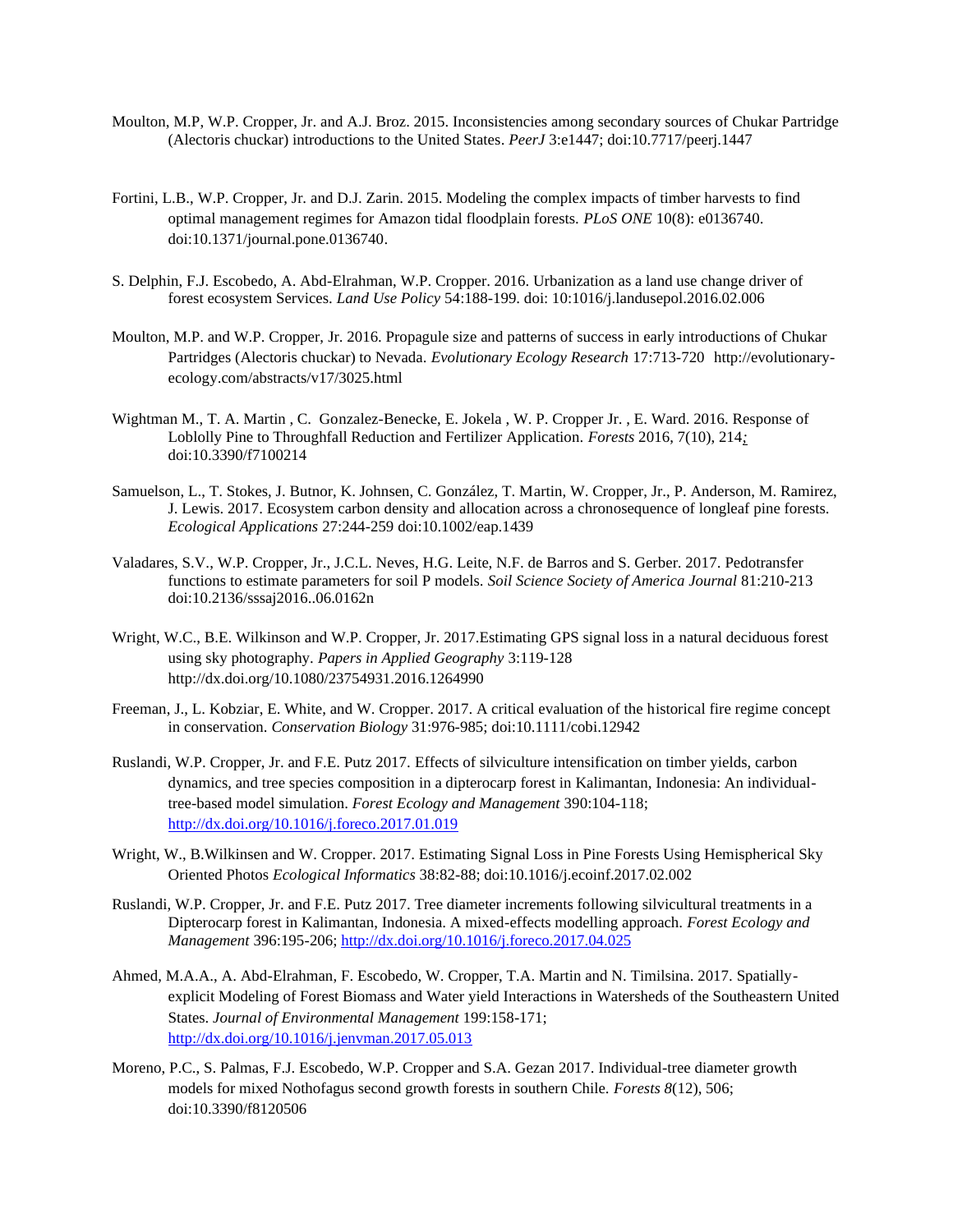Moulton, M.P, W.P. Cropper, Jr. and A.J. Broz. 2015. Inconsistencies among secondary sources of Chukar Partridge (Alectoris chuckar) introductions to the United States. *PeerJ* 3:e1447; doi:10.7717/peerj.1447

Fortini, L.B., W.P. Cropper, Jr. and D.J. Zarin. 2015. Modeling the complex impacts of timber harvests to find optimal management regimes for Amazon tidal floodplain forests. *PLoS ONE* 10(8): e0136740. doi:10.1371/journal.pone.0136740.

S. Delphin, F.J. Escobedo, A. Abd-Elrahman, W.P. Cropper. 2016. Urbanization as a land use change driver of forest ecosystem Services. *Land Use Policy* 54:188-199. doi: 10:1016/j.landusepol.2016.02.006

Moulton, M.P. and W.P. Cropper, Jr. 2016. Propagule size and patterns of success in early introductions of Chukar Partridges (Alectoris chuckar) to Nevada. *Evolutionary Ecology Research* 17:713-720 http://evolutionary-ecology.com/abstracts/v17/3025.html

Wightman M., T. A. Martin , C. Gonzalez-Benecke, E. Jokela , W. P. Cropper Jr. , E. Ward. 2016. Response of Loblolly Pine to Throughfall Reduction and Fertilizer Application. *Forests* 2016, 7(10), 214; doi:10.3390/f7100214

Samuelson, L., T. Stokes, J. Butnor, K. Johnsen, C. González, T. Martin, W. Cropper, Jr., P. Anderson, M. Ramirez, J. Lewis. 2017. Ecosystem carbon density and allocation across a chronosequence of longleaf pine forests. *Ecological Applications* 27:244-259 doi:10.1002/eap.1439

Valadares, S.V., W.P. Cropper, Jr., J.C.L. Neves, H.G. Leite, N.F. de Barros and S. Gerber. 2017. Pedotransfer functions to estimate parameters for soil P models. *Soil Science Society of America Journal* 81:210-213 doi:10.2136/sssaj2016..06.0162n

Wright, W.C., B.E. Wilkinson and W.P. Cropper, Jr. 2017.Estimating GPS signal loss in a natural deciduous forest using sky photography. *Papers in Applied Geography* 3:119-128 http://dx.doi.org/10.1080/23754931.2016.1264990

Freeman, J., L. Kobziar, E. White, and W. Cropper. 2017. A critical evaluation of the historical fire regime concept in conservation. *Conservation Biology* 31:976-985; doi:10.1111/cobi.12942

Ruslandi, W.P. Cropper, Jr. and F.E. Putz 2017. Effects of silviculture intensification on timber yields, carbon dynamics, and tree species composition in a dipterocarp forest in Kalimantan, Indonesia: An individual-tree-based model simulation. *Forest Ecology and Management* 390:104-118; http://dx.doi.org/10.1016/j.foreco.2017.01.019

Wright, W., B.Wilkinsen and W. Cropper. 2017. Estimating Signal Loss in Pine Forests Using Hemispherical Sky Oriented Photos *Ecological Informatics* 38:82-88; doi:10.1016/j.ecoinf.2017.02.002

Ruslandi, W.P. Cropper, Jr. and F.E. Putz 2017. Tree diameter increments following silvicultural treatments in a Dipterocarp forest in Kalimantan, Indonesia. A mixed-effects modelling approach. *Forest Ecology and Management* 396:195-206; http://dx.doi.org/10.1016/j.foreco.2017.04.025

Ahmed, M.A.A., A. Abd-Elrahman, F. Escobedo, W. Cropper, T.A. Martin and N. Timilsina. 2017. Spatially-explicit Modeling of Forest Biomass and Water yield Interactions in Watersheds of the Southeastern United States. *Journal of Environmental Management* 199:158-171; http://dx.doi.org/10.1016/j.jenvman.2017.05.013

Moreno, P.C., S. Palmas, F.J. Escobedo, W.P. Cropper and S.A. Gezan 2017. Individual-tree diameter growth models for mixed Nothofagus second growth forests in southern Chile. *Forests 8*(12), 506; doi:10.3390/f8120506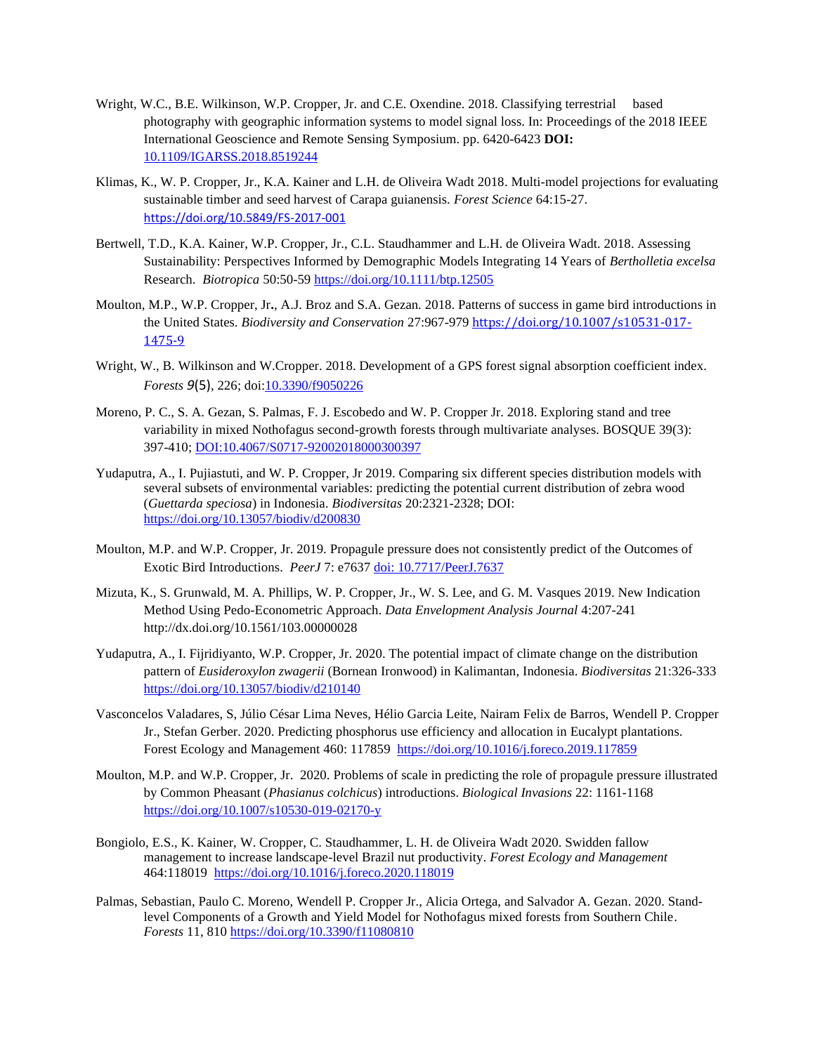Wright, W.C., B.E. Wilkinson, W.P. Cropper, Jr. and C.E. Oxendine. 2018. Classifying terrestrial based photography with geographic information systems to model signal loss. In: Proceedings of the 2018 IEEE International Geoscience and Remote Sensing Symposium. pp. 6420-6423 **DOI:** 10.1109/IGARSS.2018.8519244

Klimas, K., W. P. Cropper, Jr., K.A. Kainer and L.H. de Oliveira Wadt 2018. Multi-model projections for evaluating sustainable timber and seed harvest of Carapa guianensis. *Forest Science* 64:15-27. https://doi.org/10.5849/FS-2017-001

Bertwell, T.D., K.A. Kainer, W.P. Cropper, Jr., C.L. Staudhammer and L.H. de Oliveira Wadt. 2018. Assessing Sustainability: Perspectives Informed by Demographic Models Integrating 14 Years of *Bertholletia excelsa* Research. *Biotropica* 50:50-59 https://doi.org/10.1111/btp.12505

Moulton, M.P., W.P. Cropper, Jr**.**, A.J. Broz and S.A. Gezan. 2018. Patterns of success in game bird introductions in the United States. *Biodiversity and Conservation* 27:967-979 https://doi.org/10.1007/s10531-017-1475-9

Wright, W., B. Wilkinson and W.Cropper. 2018. Development of a GPS forest signal absorption coefficient index. *Forests* *9*(5), 226; doi:10.3390/f9050226

Moreno, P. C., S. A. Gezan, S. Palmas, F. J. Escobedo and W. P. Cropper Jr. 2018. Exploring stand and tree variability in mixed Nothofagus second-growth forests through multivariate analyses. BOSQUE 39(3): 397-410; DOI:10.4067/S0717-92002018000300397

Yudaputra, A., I. Pujiastuti, and W. P. Cropper, Jr 2019. Comparing six different species distribution models with several subsets of environmental variables: predicting the potential current distribution of zebra wood (*Guettarda speciosa*) in Indonesia. *Biodiversitas* 20:2321-2328; DOI: https://doi.org/10.13057/biodiv/d200830

Moulton, M.P. and W.P. Cropper, Jr. 2019. Propagule pressure does not consistently predict of the Outcomes of Exotic Bird Introductions. *PeerJ* 7: e7637 doi: 10.7717/PeerJ.7637

Mizuta, K., S. Grunwald, M. A. Phillips, W. P. Cropper, Jr., W. S. Lee, and G. M. Vasques 2019. New Indication Method Using Pedo-Econometric Approach. *Data Envelopment Analysis Journal* 4:207-241 http://dx.doi.org/10.1561/103.00000028

Yudaputra, A., I. Fijridiyanto, W.P. Cropper, Jr. 2020. The potential impact of climate change on the distribution pattern of *Eusideroxylon zwagerii* (Bornean Ironwood) in Kalimantan, Indonesia. *Biodiversitas* 21:326-333 https://doi.org/10.13057/biodiv/d210140

Vasconcelos Valadares, S, Júlio César Lima Neves, Hélio Garcia Leite, Nairam Felix de Barros, Wendell P. Cropper Jr., Stefan Gerber. 2020. Predicting phosphorus use efficiency and allocation in Eucalypt plantations. Forest Ecology and Management 460: 117859 https://doi.org/10.1016/j.foreco.2019.117859

Moulton, M.P. and W.P. Cropper, Jr. 2020. Problems of scale in predicting the role of propagule pressure illustrated by Common Pheasant (*Phasianus colchicus*) introductions. *Biological Invasions* 22: 1161-1168 https://doi.org/10.1007/s10530-019-02170-y

Bongiolo, E.S., K. Kainer, W. Cropper, C. Staudhammer, L. H. de Oliveira Wadt 2020. Swidden fallow management to increase landscape-level Brazil nut productivity. *Forest Ecology and Management* 464:118019 https://doi.org/10.1016/j.foreco.2020.118019

Palmas, Sebastian, Paulo C. Moreno, Wendell P. Cropper Jr., Alicia Ortega, and Salvador A. Gezan. 2020. Stand-level Components of a Growth and Yield Model for Nothofagus mixed forests from Southern Chile. *Forests* 11, 810 https://doi.org/10.3390/f11080810